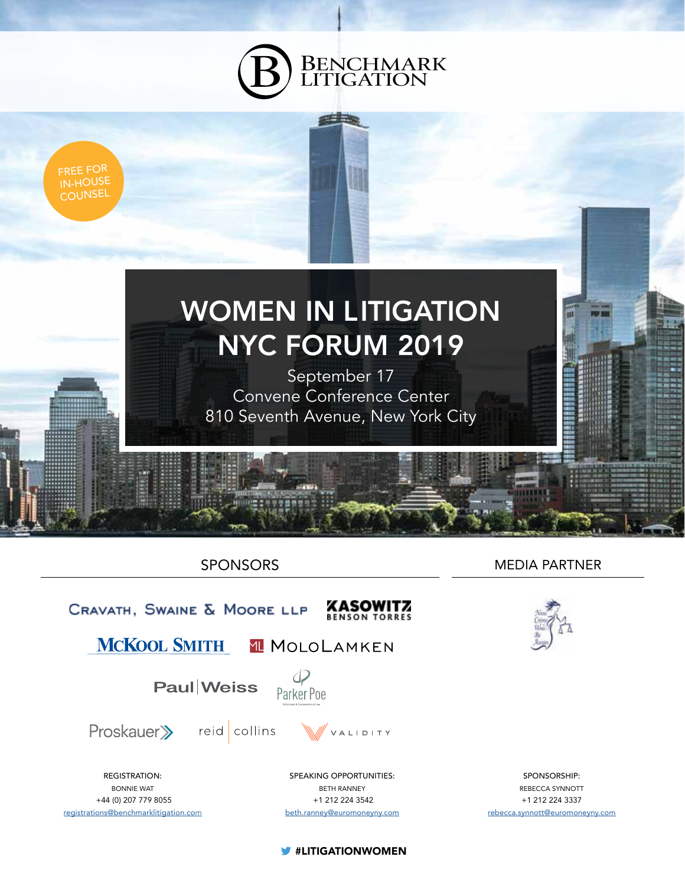# BENCHMARK LITIGATION

FREE FOR IN-HOUSE COUNSEL

# WOMEN IN LITIGATION NYC FORUM 2019

September 17

Convene Conference Center

810 Seventh Avenue, New York City

## SPONSORS

Cravath, Swaine & Moore LLP

Kasowitz Benson Torres

McKool Smith

MoloLamken

Paul | Weiss

Parker Poe

Proskauer

reid | collins

Validity

## MEDIA PARTNER

REGISTRATION:
BONNIE WAT
+44 (0) 207 779 8055
registrations@benchmarklitigation.com

SPEAKING OPPORTUNITIES:
BETH RANNEY
+1 212 224 3542
beth.ranney@euromoneyny.com

SPONSORSHIP:
REBECCA SYNNOTT
+1 212 224 3337
rebecca.synnott@euromoneyny.com

#LITIGATIONWOMEN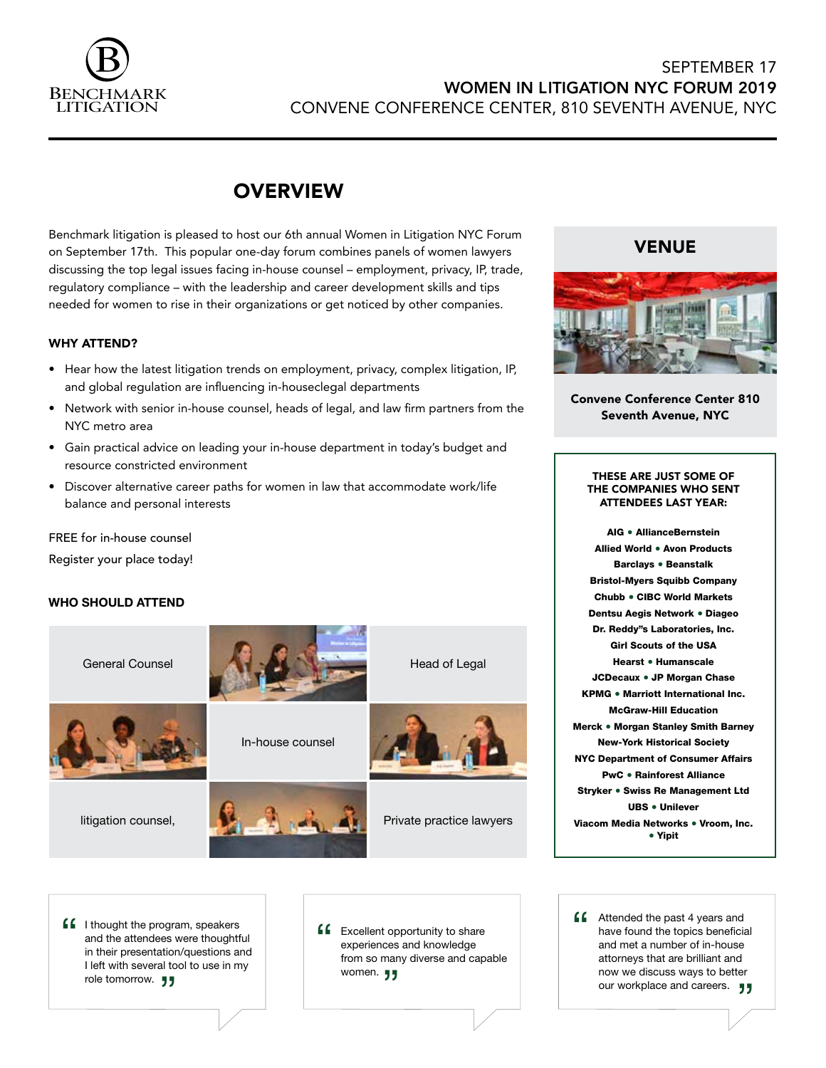SEPTEMBER 17
**WOMEN IN LITIGATION NYC FORUM 2019**
CONVENE CONFERENCE CENTER, 810 SEVENTH AVENUE, NYC

## OVERVIEW

Benchmark litigation is pleased to host our 6th annual Women in Litigation NYC Forum on September 17th. This popular one-day forum combines panels of women lawyers discussing the top legal issues facing in-house counsel – employment, privacy, IP, trade, regulatory compliance – with the leadership and career development skills and tips needed for women to rise in their organizations or get noticed by other companies.

### WHY ATTEND?

- Hear how the latest litigation trends on employment, privacy, complex litigation, IP, and global regulation are influencing in-houseclegal departments
- Network with senior in-house counsel, heads of legal, and law firm partners from the NYC metro area
- Gain practical advice on leading your in-house department in today's budget and resource constricted environment
- Discover alternative career paths for women in law that accommodate work/life balance and personal interests

FREE for in-house counsel

Register your place today!

### WHO SHOULD ATTEND

- General Counsel
- Head of Legal
- In-house counsel
- litigation counsel,
- Private practice lawyers

## VENUE

**Convene Conference Center 810 Seventh Avenue, NYC**

**THESE ARE JUST SOME OF THE COMPANIES WHO SENT ATTENDEES LAST YEAR:**

**AIG • AllianceBernstein**
**Allied World • Avon Products**
**Barclays • Beanstalk**
**Bristol-Myers Squibb Company**
**Chubb • CIBC World Markets**
**Dentsu Aegis Network • Diageo**
**Dr. Reddy"s Laboratories, Inc.**
**Girl Scouts of the USA**
**Hearst • Humanscale**
**JCDecaux • JP Morgan Chase**
**KPMG • Marriott International Inc.**
**McGraw-Hill Education**
**Merck • Morgan Stanley Smith Barney**
**New-York Historical Society**
**NYC Department of Consumer Affairs**
**PwC • Rainforest Alliance**
**Stryker • Swiss Re Management Ltd**
**UBS • Unilever**
**Viacom Media Networks • Vroom, Inc. • Yipit**

> "I thought the program, speakers and the attendees were thoughtful in their presentation/questions and I left with several tool to use in my role tomorrow."

> "Excellent opportunity to share experiences and knowledge from so many diverse and capable women."

> "Attended the past 4 years and have found the topics beneficial and met a number of in-house attorneys that are brilliant and now we discuss ways to better our workplace and careers."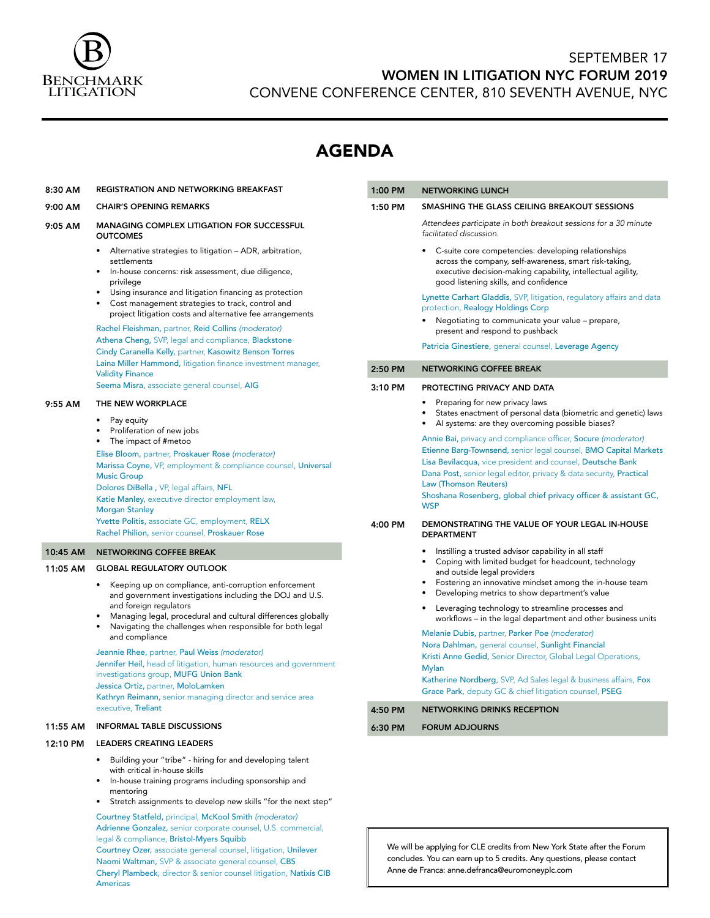SEPTEMBER 17

**WOMEN IN LITIGATION NYC FORUM 2019**

CONVENE CONFERENCE CENTER, 810 SEVENTH AVENUE, NYC

# AGENDA

**8:30 AM — REGISTRATION AND NETWORKING BREAKFAST**

**9:00 AM — CHAIR'S OPENING REMARKS**

**9:05 AM — MANAGING COMPLEX LITIGATION FOR SUCCESSFUL OUTCOMES**

- Alternative strategies to litigation – ADR, arbitration, settlements
- In-house concerns: risk assessment, due diligence, privilege
- Using insurance and litigation financing as protection
- Cost management strategies to track, control and project litigation costs and alternative fee arrangements

Rachel Fleishman, partner, Reid Collins *(moderator)*
Athena Cheng, SVP, legal and compliance, Blackstone
Cindy Caranella Kelly, partner, Kasowitz Benson Torres
Laina Miller Hammond, litigation finance investment manager, Validity Finance
Seema Misra, associate general counsel, AIG

**9:55 AM — THE NEW WORKPLACE**

- Pay equity
- Proliferation of new jobs
- The impact of #metoo

Elise Bloom, partner, Proskauer Rose *(moderator)*
Marissa Coyne, VP, employment & compliance counsel, Universal Music Group
Dolores DiBella , VP, legal affairs, NFL
Katie Manley, executive director employment law, Morgan Stanley
Yvette Politis, associate GC, employment, RELX
Rachel Philion, senior counsel, Proskauer Rose

**10:45 AM — NETWORKING COFFEE BREAK**

**11:05 AM — GLOBAL REGULATORY OUTLOOK**

- Keeping up on compliance, anti-corruption enforcement and government investigations including the DOJ and U.S. and foreign regulators
- Managing legal, procedural and cultural differences globally
- Navigating the challenges when responsible for both legal and compliance

Jeannie Rhee, partner, Paul Weiss *(moderator)*
Jennifer Heil, head of litigation, human resources and government investigations group, MUFG Union Bank
Jessica Ortiz, partner, MoloLamken
Kathryn Reimann, senior managing director and service area executive, Treliant

**11:55 AM — INFORMAL TABLE DISCUSSIONS**

**12:10 PM — LEADERS CREATING LEADERS**

- Building your "tribe" - hiring for and developing talent with critical in-house skills
- In-house training programs including sponsorship and mentoring
- Stretch assignments to develop new skills "for the next step"

Courtney Statfeld, principal, McKool Smith *(moderator)*
Adrienne Gonzalez, senior corporate counsel, U.S. commercial, legal & compliance, Bristol-Myers Squibb
Courtney Ozer, associate general counsel, litigation, Unilever
Naomi Waltman, SVP & associate general counsel, CBS
Cheryl Plambeck, director & senior counsel litigation, Natixis CIB Americas

**1:00 PM — NETWORKING LUNCH**

**1:50 PM — SMASHING THE GLASS CEILING BREAKOUT SESSIONS**

*Attendees participate in both breakout sessions for a 30 minute facilitated discussion.*

- C-suite core competencies: developing relationships across the company, self-awareness, smart risk-taking, executive decision-making capability, intellectual agility, good listening skills, and confidence

Lynette Carhart Gladdis, SVP, litigation, regulatory affairs and data protection, Realogy Holdings Corp

- Negotiating to communicate your value – prepare, present and respond to pushback

Patricia Ginestiere, general counsel, Leverage Agency

**2:50 PM — NETWORKING COFFEE BREAK**

**3:10 PM — PROTECTING PRIVACY AND DATA**

- Preparing for new privacy laws
- States enactment of personal data (biometric and genetic) laws
- AI systems: are they overcoming possible biases?

Annie Bai, privacy and compliance officer, Socure *(moderator)*
Etienne Barg-Townsend, senior legal counsel, BMO Capital Markets
Lisa Bevilacqua, vice president and counsel, Deutsche Bank
Dana Post, senior legal editor, privacy & data security, Practical Law (Thomson Reuters)
Shoshana Rosenberg, global chief privacy officer & assistant GC, WSP

**4:00 PM — DEMONSTRATING THE VALUE OF YOUR LEGAL IN-HOUSE DEPARTMENT**

- Instilling a trusted advisor capability in all staff
- Coping with limited budget for headcount, technology and outside legal providers
- Fostering an innovative mindset among the in-house team
- Developing metrics to show department's value
- Leveraging technology to streamline processes and workflows – in the legal department and other business units

Melanie Dubis, partner, Parker Poe *(moderator)*
Nora Dahlman, general counsel, Sunlight Financial
Kristi Anne Gedid, Senior Director, Global Legal Operations, Mylan
Katherine Nordberg, SVP, Ad Sales legal & business affairs, Fox
Grace Park, deputy GC & chief litigation counsel, PSEG

**4:50 PM — NETWORKING DRINKS RECEPTION**

**6:30 PM — FORUM ADJOURNS**

We will be applying for CLE credits from New York State after the Forum concludes. You can earn up to 5 credits. Any questions, please contact Anne de Franca: anne.defranca@euromoneyplc.com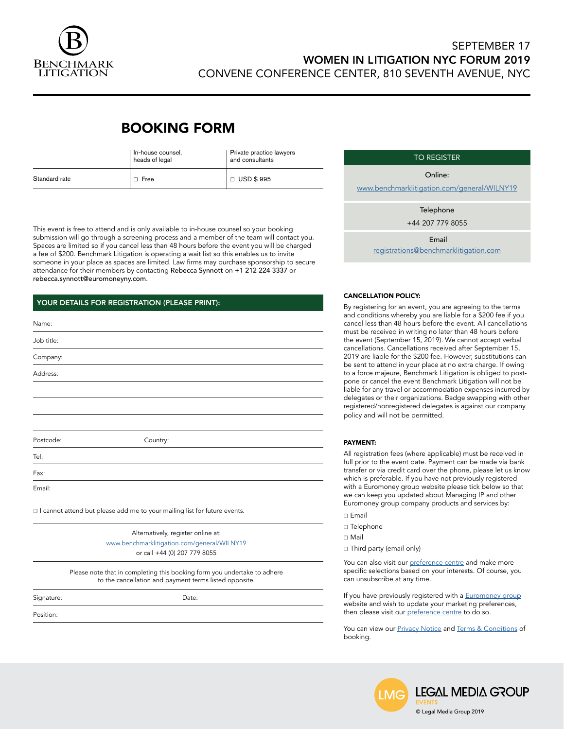BENCHMARK LITIGATION

SEPTEMBER 17
**WOMEN IN LITIGATION NYC FORUM 2019**
CONVENE CONFERENCE CENTER, 810 SEVENTH AVENUE, NYC

# BOOKING FORM

| | In-house counsel, heads of legal | Private practice lawyers and consultants |
|---|---|---|
| Standard rate | ☐ Free | ☐ USD $ 995 |

This event is free to attend and is only available to in-house counsel so your booking submission will go through a screening process and a member of the team will contact you. Spaces are limited so if you cancel less than 48 hours before the event you will be charged a fee of $200. Benchmark Litigation is operating a wait list so this enables us to invite someone in your place as spaces are limited. Law firms may purchase sponsorship to secure attendance for their members by contacting Rebecca Synnott on +1 212 224 3337 or rebecca.synnott@euromoneyny.com.

## YOUR DETAILS FOR REGISTRATION (PLEASE PRINT):

Name:

Job title:

Company:

Address:

Postcode: Country:

Tel:

Fax:

Email:

☐ I cannot attend but please add me to your mailing list for future events.

Alternatively, register online at:
www.benchmarklitigation.com/general/WILNY19
or call +44 (0) 207 779 8055

Please note that in completing this booking form you undertake to adhere to the cancellation and payment terms listed opposite.

Signature: Date:

Position:

## TO REGISTER

Online:
www.benchmarklitigation.com/general/WILNY19

Telephone
+44 207 779 8055

Email
registrations@benchmarklitigation.com

### CANCELLATION POLICY:

By registering for an event, you are agreeing to the terms and conditions whereby you are liable for a $200 fee if you cancel less than 48 hours before the event. All cancellations must be received in writing no later than 48 hours before the event (September 15, 2019). We cannot accept verbal cancellations. Cancellations received after September 15, 2019 are liable for the $200 fee. However, substitutions can be sent to attend in your place at no extra charge. If owing to a force majeure, Benchmark Litigation is obliged to postpone or cancel the event Benchmark Litigation will not be liable for any travel or accommodation expenses incurred by delegates or their organizations. Badge swapping with other registered/nonregistered delegates is against our company policy and will not be permitted.

### PAYMENT:

All registration fees (where applicable) must be received in full prior to the event date. Payment can be made via bank transfer or via credit card over the phone, please let us know which is preferable. If you have not previously registered with a Euromoney group website please tick below so that we can keep you updated about Managing IP and other Euromoney group company products and services by:

☐ Email

☐ Telephone

☐ Mail

☐ Third party (email only)

You can also visit our preference centre and make more specific selections based on your interests. Of course, you can unsubscribe at any time.

If you have previously registered with a Euromoney group website and wish to update your marketing preferences, then please visit our preference centre to do so.

You can view our Privacy Notice and Terms & Conditions of booking.

LMG LEGAL MEDIA GROUP EVENTS
© Legal Media Group 2019